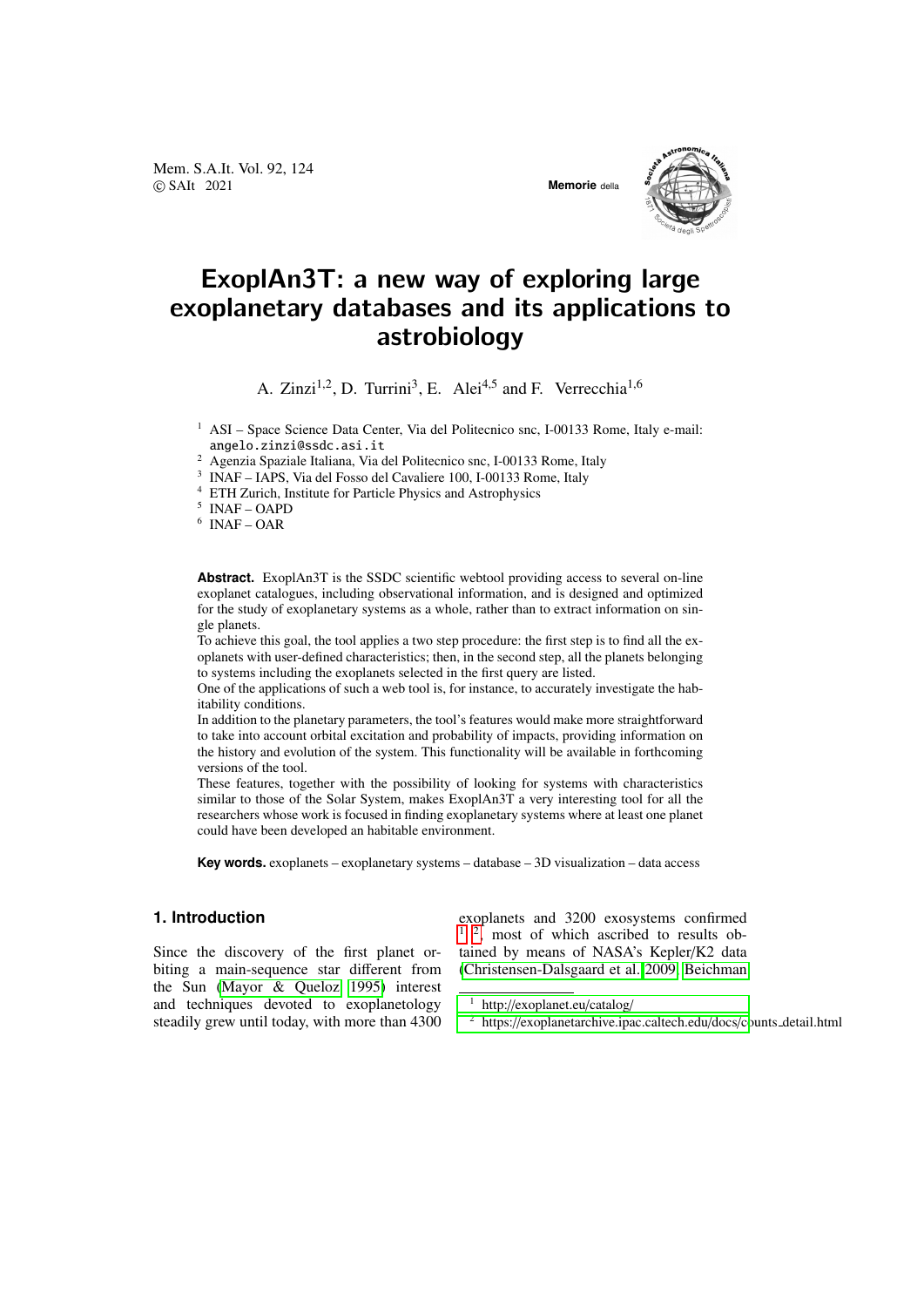# ExoplAn3T: a new way of exploring large exoplanetary databases and its applications to astrobiology

A. Zinzi[1,2], D. Turrini[3], E. Alei[4,5] and F. Verrecchia[1,6]

[1] ASI – Space Science Data Center, Via del Politecnico snc, I-00133 Rome, Italy e-mail: angelo.zinzi@ssdc.asi.it

[2] Agenzia Spaziale Italiana, Via del Politecnico snc, I-00133 Rome, Italy

[3] INAF – IAPS, Via del Fosso del Cavaliere 100, I-00133 Rome, Italy

[4] ETH Zurich, Institute for Particle Physics and Astrophysics

[5] INAF – OAPD

[6] INAF – OAR

**Abstract.** ExoplAn3T is the SSDC scientific webtool providing access to several on-line exoplanet catalogues, including observational information, and is designed and optimized for the study of exoplanetary systems as a whole, rather than to extract information on single planets.

To achieve this goal, the tool applies a two step procedure: the first step is to find all the exoplanets with user-defined characteristics; then, in the second step, all the planets belonging to systems including the exoplanets selected in the first query are listed.

One of the applications of such a web tool is, for instance, to accurately investigate the habitability conditions.

In addition to the planetary parameters, the tool's features would make more straightforward to take into account orbital excitation and probability of impacts, providing information on the history and evolution of the system. This functionality will be available in forthcoming versions of the tool.

These features, together with the possibility of looking for systems with characteristics similar to those of the Solar System, makes ExoplAn3T a very interesting tool for all the researchers whose work is focused in finding exoplanetary systems where at least one planet could have been developed an habitable environment.

**Key words.** exoplanets – exoplanetary systems – database – 3D visualization – data access

## 1. Introduction

Since the discovery of the first planet orbiting a main-sequence star different from the Sun (Mayor & Queloz 1995) interest and techniques devoted to exoplanetology steadily grew until today, with more than 4300 exoplanets and 3200 exosystems confirmed [1] [2], most of which ascribed to results obtained by means of NASA's Kepler/K2 data (Christensen-Dalsgaard et al. 2009; Beichman

[1] http://exoplanet.eu/catalog/

[2] https://exoplanetarchive.ipac.caltech.edu/docs/counts_detail.html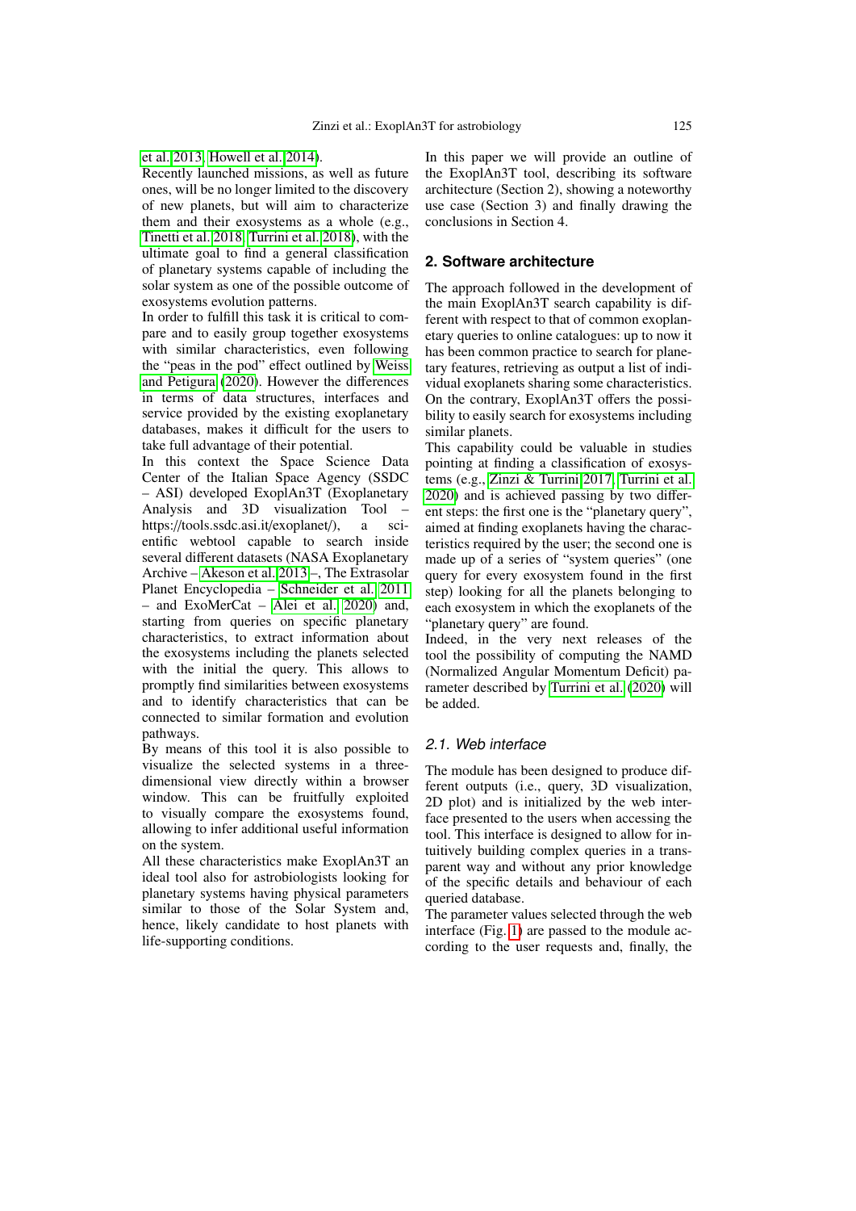et al. 2013; Howell et al. 2014).

Recently launched missions, as well as future ones, will be no longer limited to the discovery of new planets, but will aim to characterize them and their exosystems as a whole (e.g., Tinetti et al. 2018; Turrini et al. 2018), with the ultimate goal to find a general classification of planetary systems capable of including the solar system as one of the possible outcome of exosystems evolution patterns.

In order to fulfill this task it is critical to compare and to easily group together exosystems with similar characteristics, even following the "peas in the pod" effect outlined by Weiss and Petigura (2020). However the differences in terms of data structures, interfaces and service provided by the existing exoplanetary databases, makes it difficult for the users to take full advantage of their potential.

In this context the Space Science Data Center of the Italian Space Agency (SSDC – ASI) developed ExoplAn3T (Exoplanetary Analysis and 3D visualization Tool – https://tools.ssdc.asi.it/exoplanet/), a scientific webtool capable to search inside several different datasets (NASA Exoplanetary Archive – Akeson et al. 2013 –, The Extrasolar Planet Encyclopedia – Schneider et al. 2011 – and ExoMerCat – Alei et al. 2020) and, starting from queries on specific planetary characteristics, to extract information about the exosystems including the planets selected with the initial the query. This allows to promptly find similarities between exosystems and to identify characteristics that can be connected to similar formation and evolution pathways.

By means of this tool it is also possible to visualize the selected systems in a three-dimensional view directly within a browser window. This can be fruitfully exploited to visually compare the exosystems found, allowing to infer additional useful information on the system.

All these characteristics make ExoplAn3T an ideal tool also for astrobiologists looking for planetary systems having physical parameters similar to those of the Solar System and, hence, likely candidate to host planets with life-supporting conditions.

In this paper we will provide an outline of the ExoplAn3T tool, describing its software architecture (Section 2), showing a noteworthy use case (Section 3) and finally drawing the conclusions in Section 4.

## 2. Software architecture

The approach followed in the development of the main ExoplAn3T search capability is different with respect to that of common exoplanetary queries to online catalogues: up to now it has been common practice to search for planetary features, retrieving as output a list of individual exoplanets sharing some characteristics. On the contrary, ExoplAn3T offers the possibility to easily search for exosystems including similar planets.

This capability could be valuable in studies pointing at finding a classification of exosystems (e.g., Zinzi & Turrini 2017; Turrini et al. 2020) and is achieved passing by two different steps: the first one is the "planetary query", aimed at finding exoplanets having the characteristics required by the user; the second one is made up of a series of "system queries" (one query for every exosystem found in the first step) looking for all the planets belonging to each exosystem in which the exoplanets of the "planetary query" are found.

Indeed, in the very next releases of the tool the possibility of computing the NAMD (Normalized Angular Momentum Deficit) parameter described by Turrini et al. (2020) will be added.

### 2.1. Web interface

The module has been designed to produce different outputs (i.e., query, 3D visualization, 2D plot) and is initialized by the web interface presented to the users when accessing the tool. This interface is designed to allow for intuitively building complex queries in a transparent way and without any prior knowledge of the specific details and behaviour of each queried database.

The parameter values selected through the web interface (Fig. 1) are passed to the module according to the user requests and, finally, the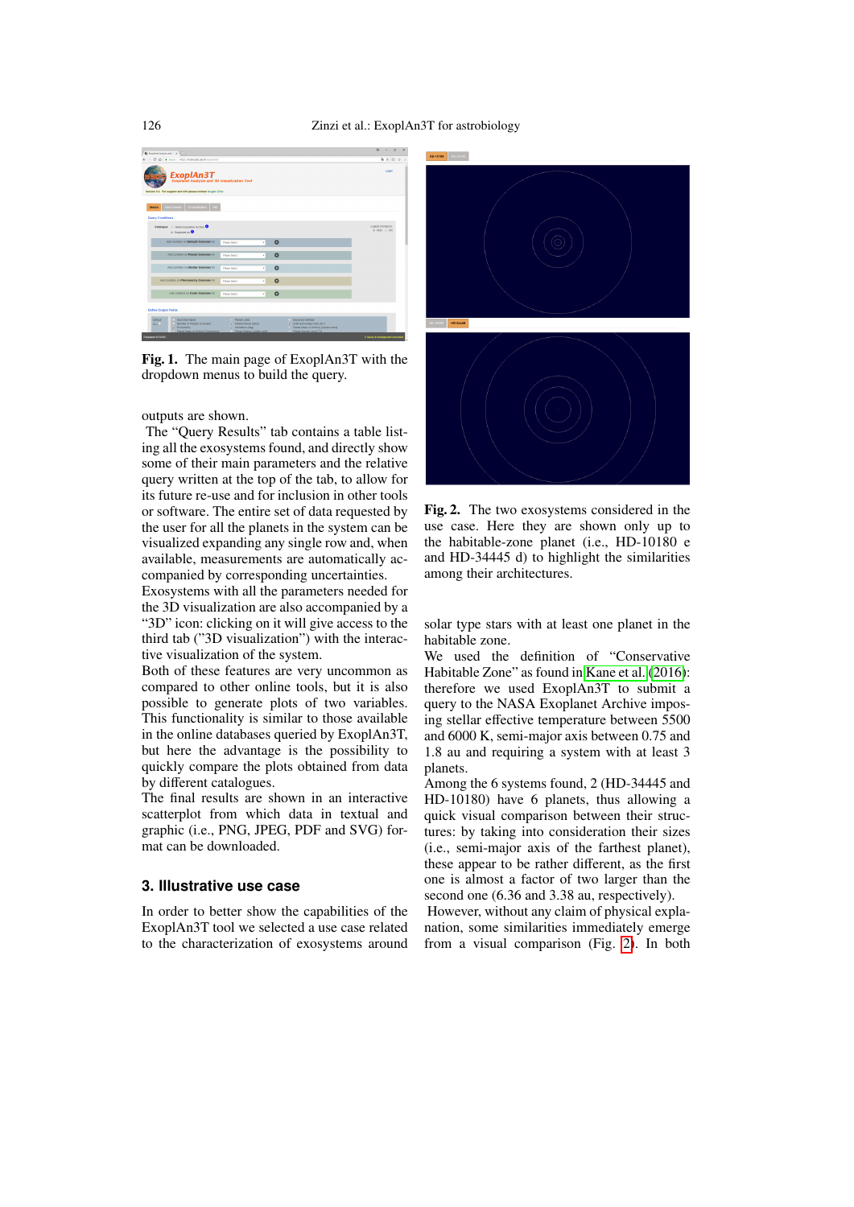**Fig. 1.** The main page of ExoplAn3T with the dropdown menus to build the query.

outputs are shown.

The "Query Results" tab contains a table listing all the exosystems found, and directly show some of their main parameters and the relative query written at the top of the tab, to allow for its future re-use and for inclusion in other tools or software. The entire set of data requested by the user for all the planets in the system can be visualized expanding any single row and, when available, measurements are automatically accompanied by corresponding uncertainties.

Exosystems with all the parameters needed for the 3D visualization are also accompanied by a "3D" icon: clicking on it will give access to the third tab ("3D visualization") with the interactive visualization of the system.

Both of these features are very uncommon as compared to other online tools, but it is also possible to generate scatter plots of two variables. This functionality is similar to those available in the online databases queried by ExoplAn3T, but here the advantage is the possibility to quickly compare the plots obtained from data by different catalogues.

The final results are shown in an interactive scatterplot from which data in textual and graphic (i.e., PNG, JPEG, PDF and SVG) format can be downloaded.

## 3. Illustrative use case

In order to better show the capabilities of the ExoplAn3T tool we selected a use case related to the characterization of exosystems around solar type stars with at least one planet in the habitable zone.

We used the definition of "Conservative Habitable Zone" as found in Kane et al. (2016): therefore we used ExoplAn3T to submit a query to the NASA Exoplanet Archive imposing stellar effective temperature between 5500 and 6000 K, semi-major axis between 0.75 and 1.8 au and requiring a system with at least 3 planets.

Among the 6 systems found, 2 (HD-34445 and HD-10180) have 6 planets, thus allowing a quick visual comparison between their structures: by taking into consideration their sizes (i.e., semi-major axis of the farthest planet), these appear to be rather different, as the first one is almost a factor of two larger than the second one (6.36 and 3.38 au, respectively).

However, without any claim of physical explanation, some similarities immediately emerge from a visual comparison (Fig. 2). In both

**Fig. 2.** The two exosystems considered in the use case. Here they are shown only up to the habitable-zone planet (i.e., HD-10180 e and HD-34445 d) to highlight the similarities among their architectures.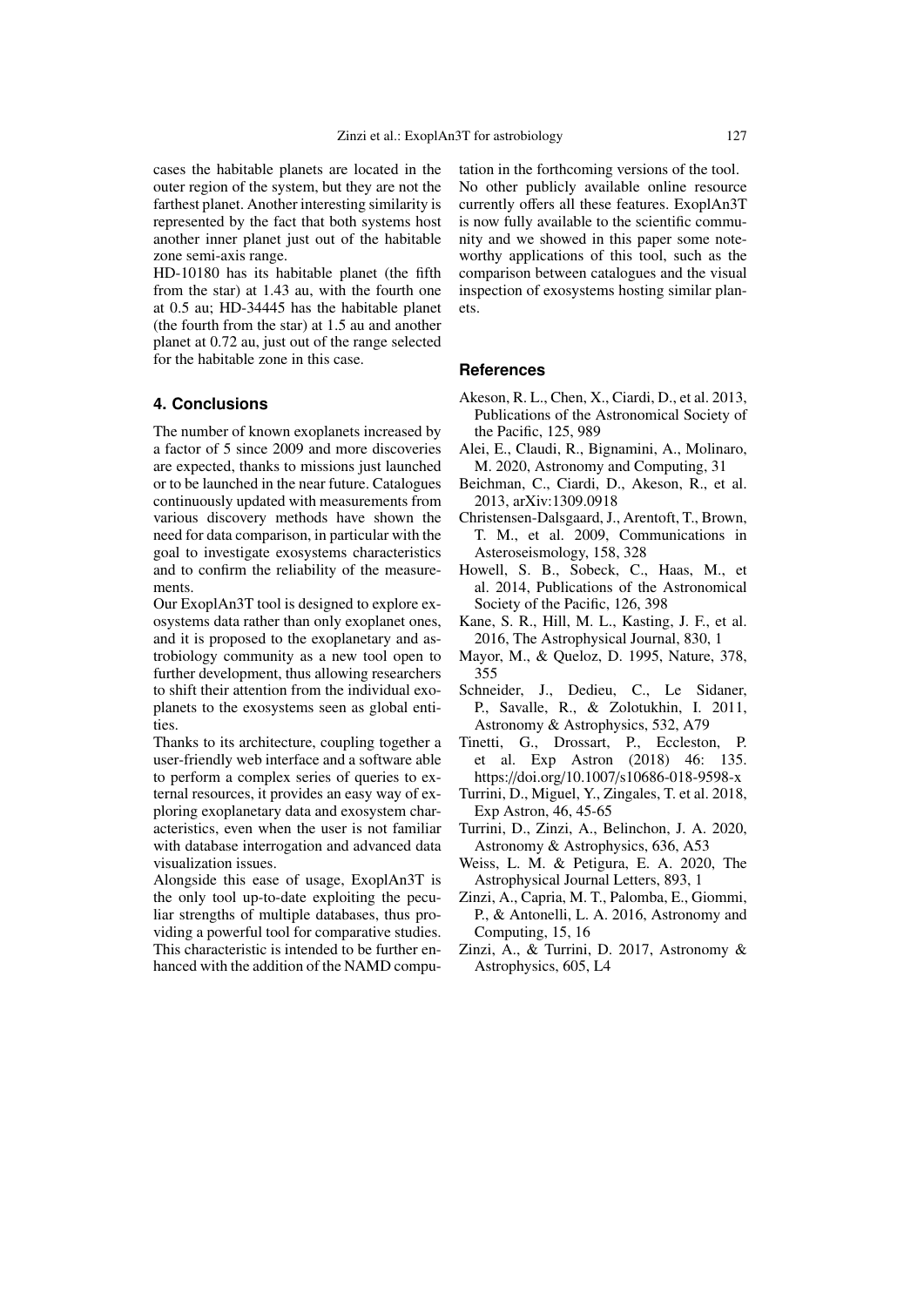cases the habitable planets are located in the outer region of the system, but they are not the farthest planet. Another interesting similarity is represented by the fact that both systems host another inner planet just out of the habitable zone semi-axis range.

HD-10180 has its habitable planet (the fifth from the star) at 1.43 au, with the fourth one at 0.5 au; HD-34445 has the habitable planet (the fourth from the star) at 1.5 au and another planet at 0.72 au, just out of the range selected for the habitable zone in this case.

## 4. Conclusions

The number of known exoplanets increased by a factor of 5 since 2009 and more discoveries are expected, thanks to missions just launched or to be launched in the near future. Catalogues continuously updated with measurements from various discovery methods have shown the need for data comparison, in particular with the goal to investigate exosystems characteristics and to confirm the reliability of the measurements.

Our ExoplAn3T tool is designed to explore exosystems data rather than only exoplanet ones, and it is proposed to the exoplanetary and astrobiology community as a new tool open to further development, thus allowing researchers to shift their attention from the individual exoplanets to the exosystems seen as global entities.

Thanks to its architecture, coupling together a user-friendly web interface and a software able to perform a complex series of queries to external resources, it provides an easy way of exploring exoplanetary data and exosystem characteristics, even when the user is not familiar with database interrogation and advanced data visualization issues.

Alongside this ease of usage, ExoplAn3T is the only tool up-to-date exploiting the peculiar strengths of multiple databases, thus providing a powerful tool for comparative studies. This characteristic is intended to be further enhanced with the addition of the NAMD computation in the forthcoming versions of the tool.

No other publicly available online resource currently offers all these features. ExoplAn3T is now fully available to the scientific community and we showed in this paper some noteworthy applications of this tool, such as the comparison between catalogues and the visual inspection of exosystems hosting similar planets.

## References

Akeson, R. L., Chen, X., Ciardi, D., et al. 2013, Publications of the Astronomical Society of the Pacific, 125, 989

Alei, E., Claudi, R., Bignamini, A., Molinaro, M. 2020, Astronomy and Computing, 31

Beichman, C., Ciardi, D., Akeson, R., et al. 2013, arXiv:1309.0918

Christensen-Dalsgaard, J., Arentoft, T., Brown, T. M., et al. 2009, Communications in Asteroseismology, 158, 328

Howell, S. B., Sobeck, C., Haas, M., et al. 2014, Publications of the Astronomical Society of the Pacific, 126, 398

Kane, S. R., Hill, M. L., Kasting, J. F., et al. 2016, The Astrophysical Journal, 830, 1

Mayor, M., & Queloz, D. 1995, Nature, 378, 355

Schneider, J., Dedieu, C., Le Sidaner, P., Savalle, R., & Zolotukhin, I. 2011, Astronomy & Astrophysics, 532, A79

Tinetti, G., Drossart, P., Eccleston, P. et al. Exp Astron (2018) 46: 135. https://doi.org/10.1007/s10686-018-9598-x

Turrini, D., Miguel, Y., Zingales, T. et al. 2018, Exp Astron, 46, 45-65

Turrini, D., Zinzi, A., Belinchon, J. A. 2020, Astronomy & Astrophysics, 636, A53

Weiss, L. M. & Petigura, E. A. 2020, The Astrophysical Journal Letters, 893, 1

Zinzi, A., Capria, M. T., Palomba, E., Giommi, P., & Antonelli, L. A. 2016, Astronomy and Computing, 15, 16

Zinzi, A., & Turrini, D. 2017, Astronomy & Astrophysics, 605, L4